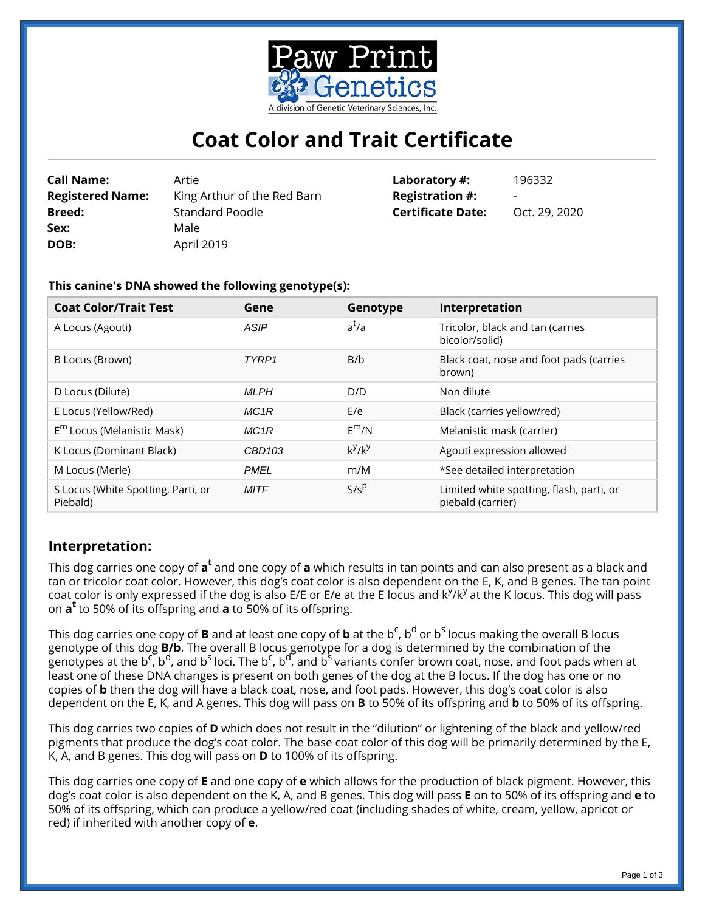Paw Print Genetics

A division of Genetic Veterinary Sciences, Inc.

# Coat Color and Trait Certificate

| | | | |
|---|---|---|---|
| **Call Name:** | Artie | **Laboratory #:** | 196332 |
| **Registered Name:** | King Arthur of the Red Barn | **Registration #:** | - |
| **Breed:** | Standard Poodle | **Certificate Date:** | Oct. 29, 2020 |
| **Sex:** | Male | | |
| **DOB:** | April 2019 | | |

**This canine's DNA showed the following genotype(s):**

| Coat Color/Trait Test | Gene | Genotype | Interpretation |
|---|---|---|---|
| A Locus (Agouti) | *ASIP* | $a^t/a$ | Tricolor, black and tan (carries bicolor/solid) |
| B Locus (Brown) | *TYRP1* | B/b | Black coat, nose and foot pads (carries brown) |
| D Locus (Dilute) | *MLPH* | D/D | Non dilute |
| E Locus (Yellow/Red) | *MC1R* | E/e | Black (carries yellow/red) |
| $E^m$ Locus (Melanistic Mask) | *MC1R* | $E^m/N$ | Melanistic mask (carrier) |
| K Locus (Dominant Black) | *CBD103* | $k^y/k^y$ | Agouti expression allowed |
| M Locus (Merle) | *PMEL* | m/M | *See detailed interpretation |
| S Locus (White Spotting, Parti, or Piebald) | *MITF* | $S/s^p$ | Limited white spotting, flash, parti, or piebald (carrier) |

## Interpretation:

This dog carries one copy of $\mathbf{a^t}$ and one copy of **a** which results in tan points and can also present as a black and tan or tricolor coat color. However, this dog's coat color is also dependent on the E, K, and B genes. The tan point coat color is only expressed if the dog is also E/E or E/e at the E locus and $k^y/k^y$ at the K locus. This dog will pass on $\mathbf{a^t}$ to 50% of its offspring and **a** to 50% of its offspring.

This dog carries one copy of **B** and at least one copy of **b** at the $b^c$, $b^d$ or $b^s$ locus making the overall B locus genotype of this dog **B/b**. The overall B locus genotype for a dog is determined by the combination of the genotypes at the $b^c$, $b^d$, and $b^s$ loci. The $b^c$, $b^d$, and $b^s$ variants confer brown coat, nose, and foot pads when at least one of these DNA changes is present on both genes of the dog at the B locus. If the dog has one or no copies of **b** then the dog will have a black coat, nose, and foot pads. However, this dog's coat color is also dependent on the E, K, and A genes. This dog will pass on **B** to 50% of its offspring and **b** to 50% of its offspring.

This dog carries two copies of **D** which does not result in the "dilution" or lightening of the black and yellow/red pigments that produce the dog's coat color. The base coat color of this dog will be primarily determined by the E, K, A, and B genes. This dog will pass on **D** to 100% of its offspring.

This dog carries one copy of **E** and one copy of **e** which allows for the production of black pigment. However, this dog's coat color is also dependent on the K, A, and B genes. This dog will pass **E** on to 50% of its offspring and **e** to 50% of its offspring, which can produce a yellow/red coat (including shades of white, cream, yellow, apricot or red) if inherited with another copy of **e**.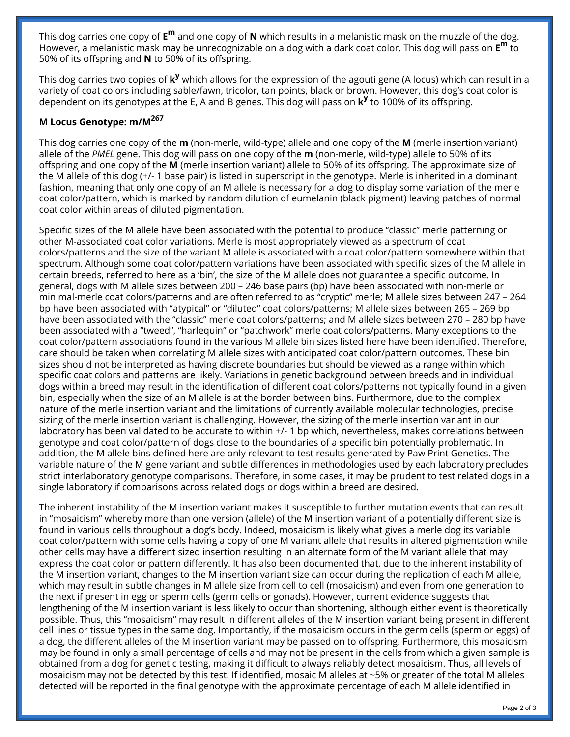This dog carries one copy of **E$^{m}$** and one copy of **N** which results in a melanistic mask on the muzzle of the dog. However, a melanistic mask may be unrecognizable on a dog with a dark coat color. This dog will pass on **E$^{m}$** to 50% of its offspring and **N** to 50% of its offspring.

This dog carries two copies of **k$^{y}$** which allows for the expression of the agouti gene (A locus) which can result in a variety of coat colors including sable/fawn, tricolor, tan points, black or brown. However, this dog's coat color is dependent on its genotypes at the E, A and B genes. This dog will pass on **k$^{y}$** to 100% of its offspring.

### M Locus Genotype: m/M$^{267}$

This dog carries one copy of the **m** (non-merle, wild-type) allele and one copy of the **M** (merle insertion variant) allele of the *PMEL* gene. This dog will pass on one copy of the **m** (non-merle, wild-type) allele to 50% of its offspring and one copy of the **M** (merle insertion variant) allele to 50% of its offspring. The approximate size of the M allele of this dog (+/- 1 base pair) is listed in superscript in the genotype. Merle is inherited in a dominant fashion, meaning that only one copy of an M allele is necessary for a dog to display some variation of the merle coat color/pattern, which is marked by random dilution of eumelanin (black pigment) leaving patches of normal coat color within areas of diluted pigmentation.

Specific sizes of the M allele have been associated with the potential to produce "classic" merle patterning or other M-associated coat color variations. Merle is most appropriately viewed as a spectrum of coat colors/patterns and the size of the variant M allele is associated with a coat color/pattern somewhere within that spectrum. Although some coat color/pattern variations have been associated with specific sizes of the M allele in certain breeds, referred to here as a 'bin', the size of the M allele does not guarantee a specific outcome. In general, dogs with M allele sizes between 200 – 246 base pairs (bp) have been associated with non-merle or minimal-merle coat colors/patterns and are often referred to as "cryptic" merle; M allele sizes between 247 – 264 bp have been associated with "atypical" or "diluted" coat colors/patterns; M allele sizes between 265 – 269 bp have been associated with the "classic" merle coat colors/patterns; and M allele sizes between 270 – 280 bp have been associated with a "tweed", "harlequin" or "patchwork" merle coat colors/patterns. Many exceptions to the coat color/pattern associations found in the various M allele bin sizes listed here have been identified. Therefore, care should be taken when correlating M allele sizes with anticipated coat color/pattern outcomes. These bin sizes should not be interpreted as having discrete boundaries but should be viewed as a range within which specific coat colors and patterns are likely. Variations in genetic background between breeds and in individual dogs within a breed may result in the identification of different coat colors/patterns not typically found in a given bin, especially when the size of an M allele is at the border between bins. Furthermore, due to the complex nature of the merle insertion variant and the limitations of currently available molecular technologies, precise sizing of the merle insertion variant is challenging. However, the sizing of the merle insertion variant in our laboratory has been validated to be accurate to within +/- 1 bp which, nevertheless, makes correlations between genotype and coat color/pattern of dogs close to the boundaries of a specific bin potentially problematic. In addition, the M allele bins defined here are only relevant to test results generated by Paw Print Genetics. The variable nature of the M gene variant and subtle differences in methodologies used by each laboratory precludes strict interlaboratory genotype comparisons. Therefore, in some cases, it may be prudent to test related dogs in a single laboratory if comparisons across related dogs or dogs within a breed are desired.

The inherent instability of the M insertion variant makes it susceptible to further mutation events that can result in "mosaicism" whereby more than one version (allele) of the M insertion variant of a potentially different size is found in various cells throughout a dog's body. Indeed, mosaicism is likely what gives a merle dog its variable coat color/pattern with some cells having a copy of one M variant allele that results in altered pigmentation while other cells may have a different sized insertion resulting in an alternate form of the M variant allele that may express the coat color or pattern differently. It has also been documented that, due to the inherent instability of the M insertion variant, changes to the M insertion variant size can occur during the replication of each M allele, which may result in subtle changes in M allele size from cell to cell (mosaicism) and even from one generation to the next if present in egg or sperm cells (germ cells or gonads). However, current evidence suggests that lengthening of the M insertion variant is less likely to occur than shortening, although either event is theoretically possible. Thus, this "mosaicism" may result in different alleles of the M insertion variant being present in different cell lines or tissue types in the same dog. Importantly, if the mosaicism occurs in the germ cells (sperm or eggs) of a dog, the different alleles of the M insertion variant may be passed on to offspring. Furthermore, this mosaicism may be found in only a small percentage of cells and may not be present in the cells from which a given sample is obtained from a dog for genetic testing, making it difficult to always reliably detect mosaicism. Thus, all levels of mosaicism may not be detected by this test. If identified, mosaic M alleles at ~5% or greater of the total M alleles detected will be reported in the final genotype with the approximate percentage of each M allele identified in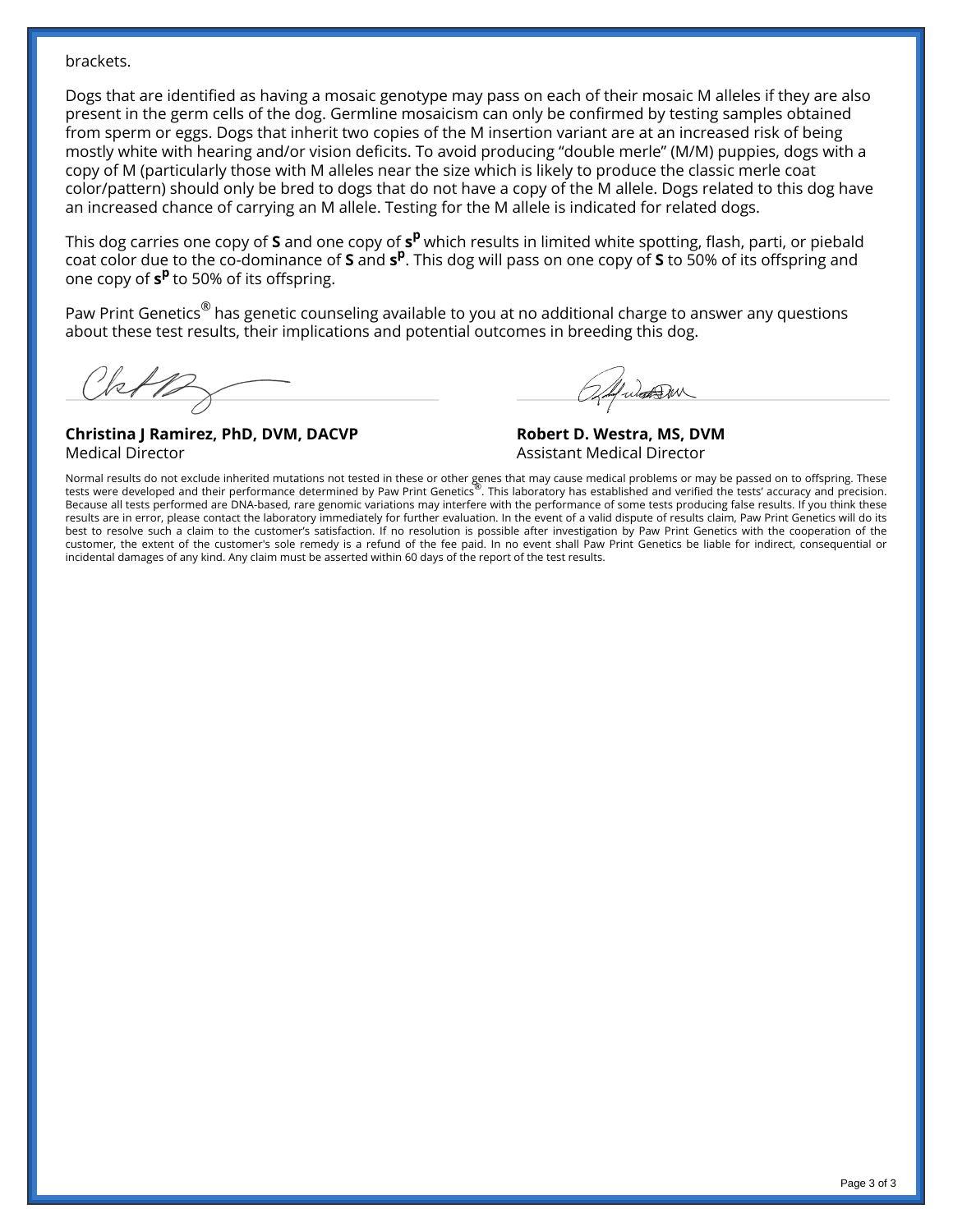brackets.

Dogs that are identified as having a mosaic genotype may pass on each of their mosaic M alleles if they are also present in the germ cells of the dog. Germline mosaicism can only be confirmed by testing samples obtained from sperm or eggs. Dogs that inherit two copies of the M insertion variant are at an increased risk of being mostly white with hearing and/or vision deficits. To avoid producing "double merle" (M/M) puppies, dogs with a copy of M (particularly those with M alleles near the size which is likely to produce the classic merle coat color/pattern) should only be bred to dogs that do not have a copy of the M allele. Dogs related to this dog have an increased chance of carrying an M allele. Testing for the M allele is indicated for related dogs.

This dog carries one copy of **S** and one copy of $\mathbf{s^p}$ which results in limited white spotting, flash, parti, or piebald coat color due to the co-dominance of **S** and $\mathbf{s^p}$. This dog will pass on one copy of **S** to 50% of its offspring and one copy of $\mathbf{s^p}$ to 50% of its offspring.

Paw Print Genetics® has genetic counseling available to you at no additional charge to answer any questions about these test results, their implications and potential outcomes in breeding this dog.

**Christina J Ramirez, PhD, DVM, DACVP**
Medical Director

**Robert D. Westra, MS, DVM**
Assistant Medical Director

Normal results do not exclude inherited mutations not tested in these or other genes that may cause medical problems or may be passed on to offspring. These tests were developed and their performance determined by Paw Print Genetics®. This laboratory has established and verified the tests' accuracy and precision. Because all tests performed are DNA-based, rare genomic variations may interfere with the performance of some tests producing false results. If you think these results are in error, please contact the laboratory immediately for further evaluation. In the event of a valid dispute of results claim, Paw Print Genetics will do its best to resolve such a claim to the customer's satisfaction. If no resolution is possible after investigation by Paw Print Genetics with the cooperation of the customer, the extent of the customer's sole remedy is a refund of the fee paid. In no event shall Paw Print Genetics be liable for indirect, consequential or incidental damages of any kind. Any claim must be asserted within 60 days of the report of the test results.